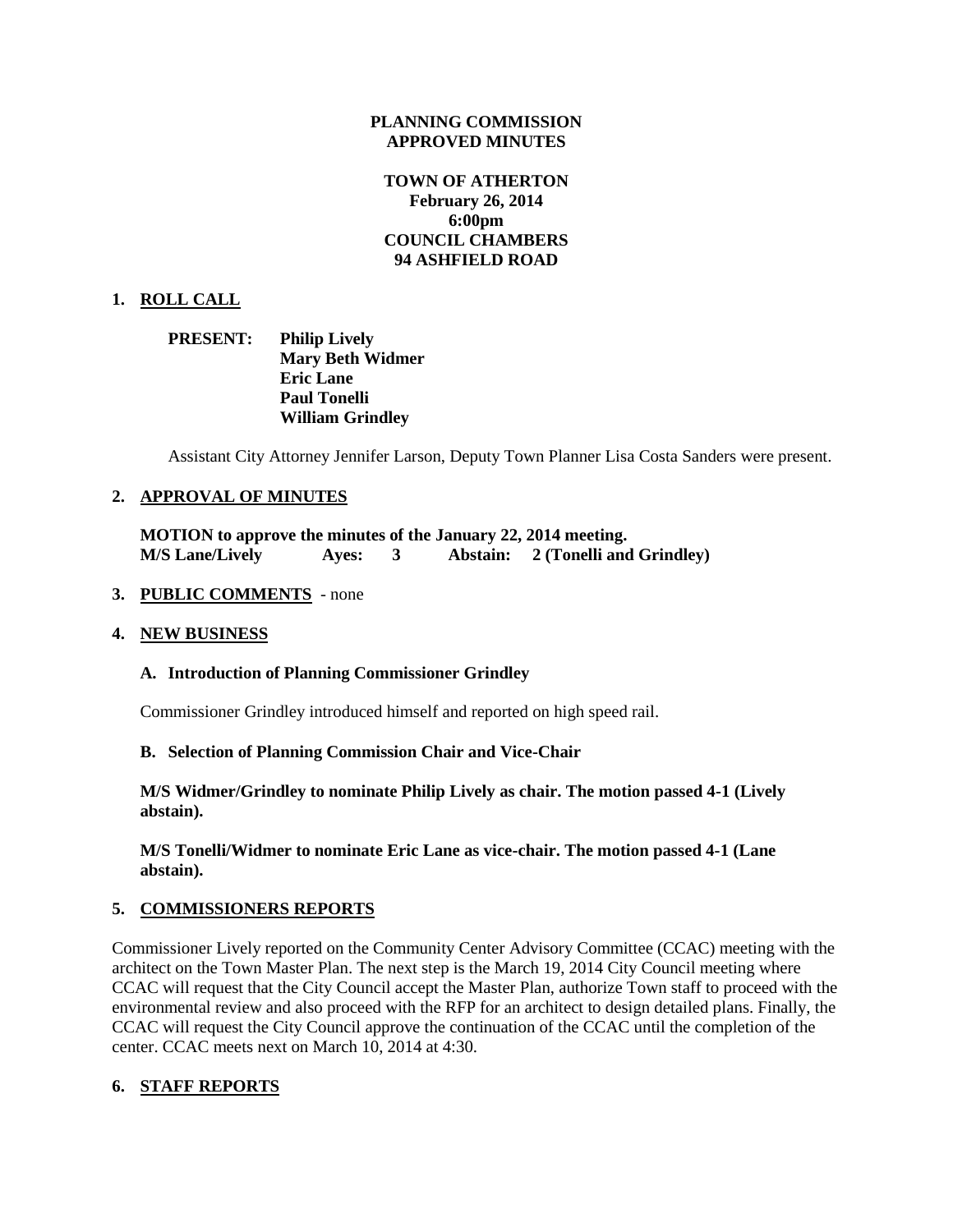**PLANNING COMMISSION**
**APPROVED MINUTES**

**TOWN OF ATHERTON**
**February 26, 2014**
**6:00pm**
**COUNCIL CHAMBERS**
**94 ASHFIELD ROAD**

## 1. ROLL CALL

**PRESENT:** **Philip Lively**
**Mary Beth Widmer**
**Eric Lane**
**Paul Tonelli**
**William Grindley**

Assistant City Attorney Jennifer Larson, Deputy Town Planner Lisa Costa Sanders were present.

## 2. APPROVAL OF MINUTES

**MOTION to approve the minutes of the January 22, 2014 meeting.**
**M/S Lane/Lively Ayes: 3 Abstain: 2 (Tonelli and Grindley)**

## 3. PUBLIC COMMENTS - none

## 4. NEW BUSINESS

### A. Introduction of Planning Commissioner Grindley

Commissioner Grindley introduced himself and reported on high speed rail.

### B. Selection of Planning Commission Chair and Vice-Chair

**M/S Widmer/Grindley to nominate Philip Lively as chair. The motion passed 4-1 (Lively abstain).**

**M/S Tonelli/Widmer to nominate Eric Lane as vice-chair. The motion passed 4-1 (Lane abstain).**

## 5. COMMISSIONERS REPORTS

Commissioner Lively reported on the Community Center Advisory Committee (CCAC) meeting with the architect on the Town Master Plan. The next step is the March 19, 2014 City Council meeting where CCAC will request that the City Council accept the Master Plan, authorize Town staff to proceed with the environmental review and also proceed with the RFP for an architect to design detailed plans. Finally, the CCAC will request the City Council approve the continuation of the CCAC until the completion of the center. CCAC meets next on March 10, 2014 at 4:30.

## 6. STAFF REPORTS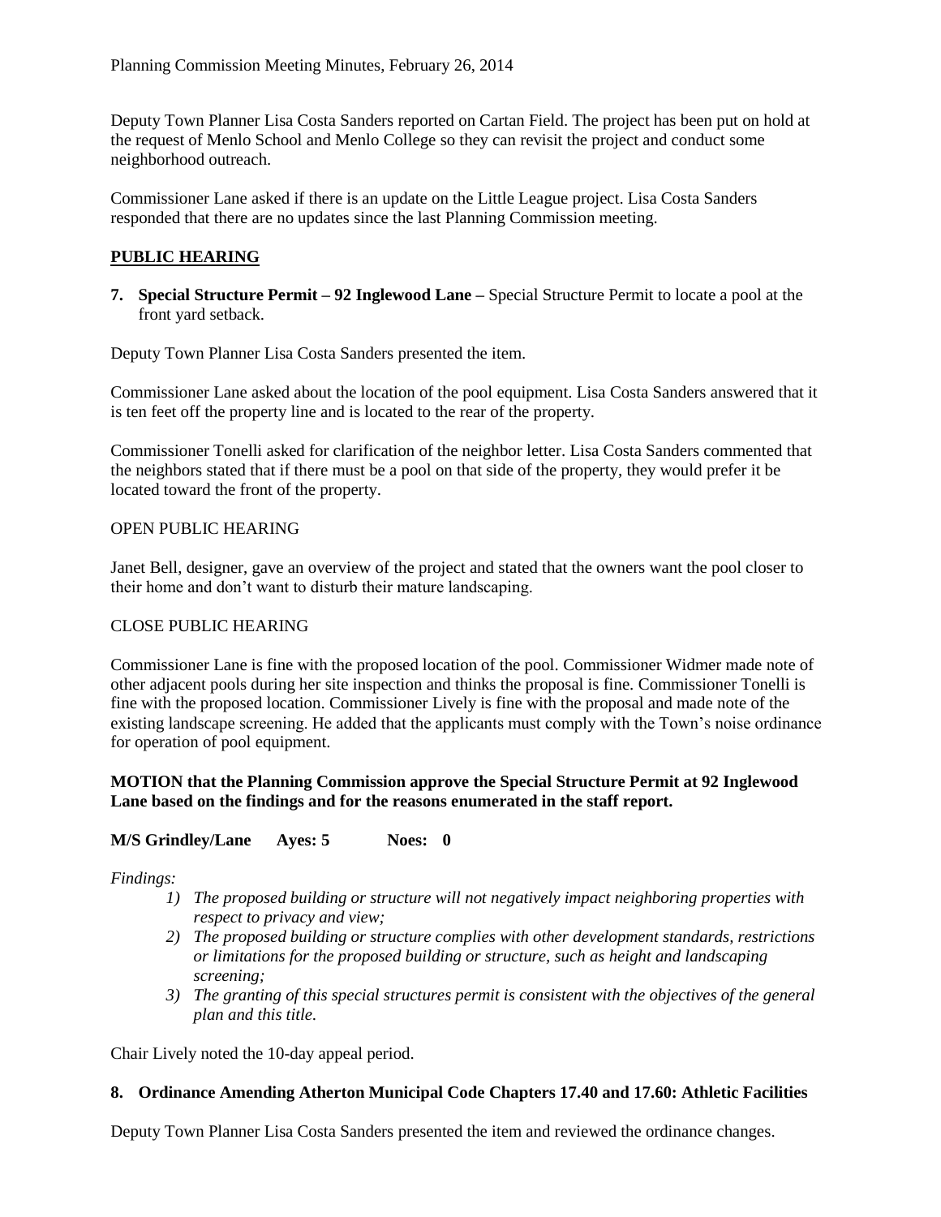Deputy Town Planner Lisa Costa Sanders reported on Cartan Field. The project has been put on hold at the request of Menlo School and Menlo College so they can revisit the project and conduct some neighborhood outreach.

Commissioner Lane asked if there is an update on the Little League project. Lisa Costa Sanders responded that there are no updates since the last Planning Commission meeting.

## PUBLIC HEARING

**7. Special Structure Permit – 92 Inglewood Lane –** Special Structure Permit to locate a pool at the front yard setback.

Deputy Town Planner Lisa Costa Sanders presented the item.

Commissioner Lane asked about the location of the pool equipment. Lisa Costa Sanders answered that it is ten feet off the property line and is located to the rear of the property.

Commissioner Tonelli asked for clarification of the neighbor letter. Lisa Costa Sanders commented that the neighbors stated that if there must be a pool on that side of the property, they would prefer it be located toward the front of the property.

OPEN PUBLIC HEARING

Janet Bell, designer, gave an overview of the project and stated that the owners want the pool closer to their home and don't want to disturb their mature landscaping.

CLOSE PUBLIC HEARING

Commissioner Lane is fine with the proposed location of the pool. Commissioner Widmer made note of other adjacent pools during her site inspection and thinks the proposal is fine. Commissioner Tonelli is fine with the proposed location. Commissioner Lively is fine with the proposal and made note of the existing landscape screening. He added that the applicants must comply with the Town's noise ordinance for operation of pool equipment.

**MOTION that the Planning Commission approve the Special Structure Permit at 92 Inglewood Lane based on the findings and for the reasons enumerated in the staff report.**

**M/S Grindley/Lane Ayes: 5 Noes: 0**

*Findings:*

1) *The proposed building or structure will not negatively impact neighboring properties with respect to privacy and view;*
2) *The proposed building or structure complies with other development standards, restrictions or limitations for the proposed building or structure, such as height and landscaping screening;*
3) *The granting of this special structures permit is consistent with the objectives of the general plan and this title.*

Chair Lively noted the 10-day appeal period.

**8. Ordinance Amending Atherton Municipal Code Chapters 17.40 and 17.60: Athletic Facilities**

Deputy Town Planner Lisa Costa Sanders presented the item and reviewed the ordinance changes.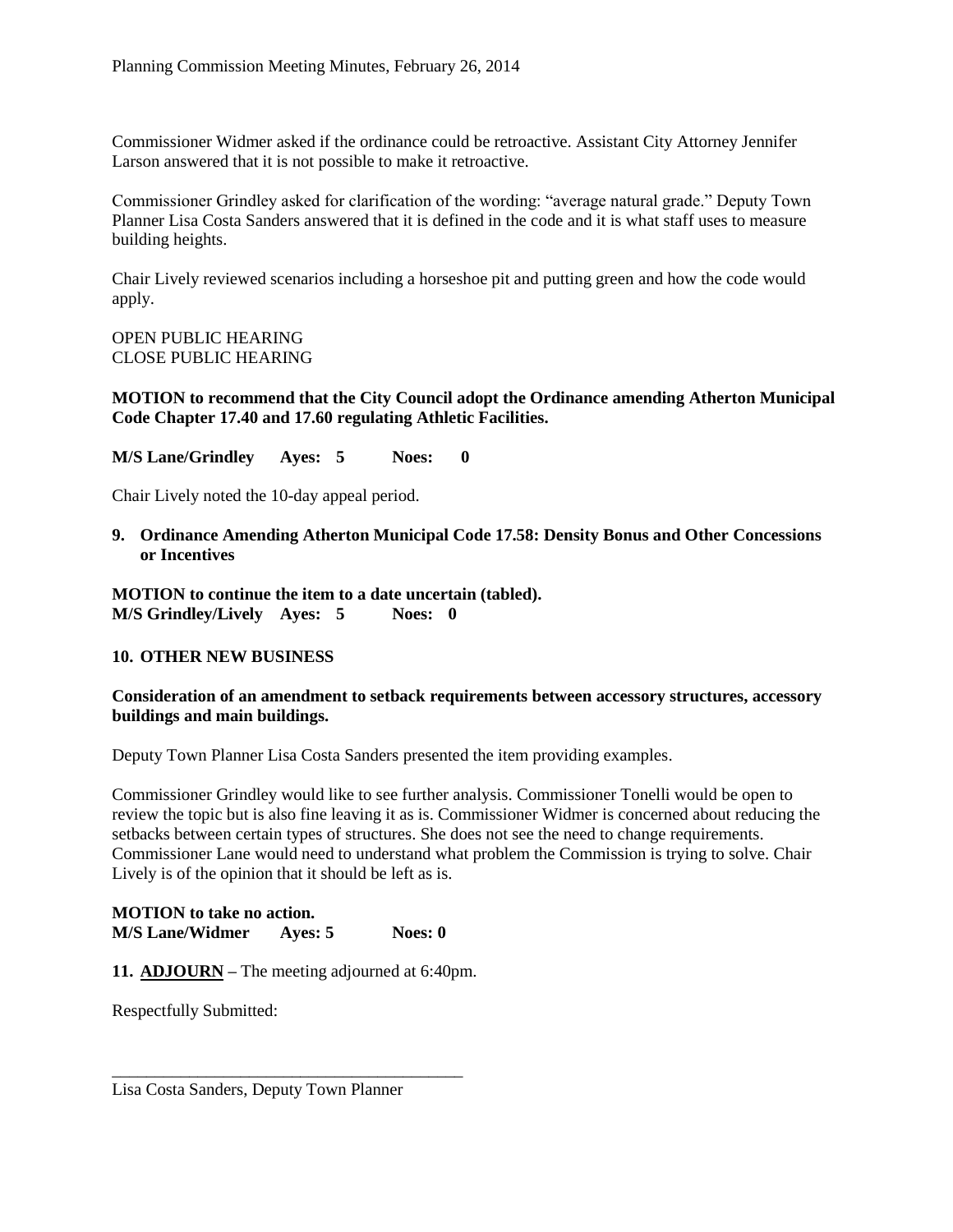Commissioner Widmer asked if the ordinance could be retroactive. Assistant City Attorney Jennifer Larson answered that it is not possible to make it retroactive.

Commissioner Grindley asked for clarification of the wording: "average natural grade." Deputy Town Planner Lisa Costa Sanders answered that it is defined in the code and it is what staff uses to measure building heights.

Chair Lively reviewed scenarios including a horseshoe pit and putting green and how the code would apply.

OPEN PUBLIC HEARING
CLOSE PUBLIC HEARING

**MOTION to recommend that the City Council adopt the Ordinance amending Atherton Municipal Code Chapter 17.40 and 17.60 regulating Athletic Facilities.**

**M/S Lane/Grindley Ayes: 5 Noes: 0**

Chair Lively noted the 10-day appeal period.

**9. Ordinance Amending Atherton Municipal Code 17.58: Density Bonus and Other Concessions or Incentives**

**MOTION to continue the item to a date uncertain (tabled).**
**M/S Grindley/Lively Ayes: 5 Noes: 0**

**10. OTHER NEW BUSINESS**

**Consideration of an amendment to setback requirements between accessory structures, accessory buildings and main buildings.**

Deputy Town Planner Lisa Costa Sanders presented the item providing examples.

Commissioner Grindley would like to see further analysis. Commissioner Tonelli would be open to review the topic but is also fine leaving it as is. Commissioner Widmer is concerned about reducing the setbacks between certain types of structures. She does not see the need to change requirements. Commissioner Lane would need to understand what problem the Commission is trying to solve. Chair Lively is of the opinion that it should be left as is.

**MOTION to take no action.**
**M/S Lane/Widmer Ayes: 5 Noes: 0**

**11. ADJOURN –** The meeting adjourned at 6:40pm.

Respectfully Submitted:

\_\_\_\_\_\_\_\_\_\_\_\_\_\_\_\_\_\_\_\_\_\_\_\_\_\_\_\_\_\_\_\_\_\_\_\_\_\_\_\_\_\_

Lisa Costa Sanders, Deputy Town Planner